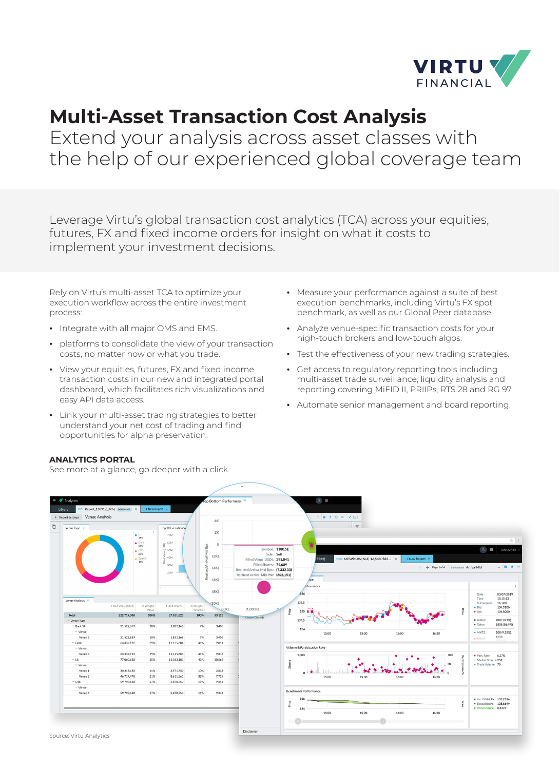# Multi-Asset Transaction Cost Analysis

Extend your analysis across asset classes with the help of our experienced global coverage team

Leverage Virtu's global transaction cost analytics (TCA) across your equities, futures, FX and fixed income orders for insight on what it costs to implement your investment decisions.

Rely on Virtu's multi-asset TCA to optimize your execution workflow across the entire investment process:

- Integrate with all major OMS and EMS.
- platforms to consolidate the view of your transaction costs, no matter how or what you trade.
- View your equities, futures, FX and fixed income transaction costs in our new and integrated portal dashboard, which facilitates rich visualizations and easy API data access.
- Link your multi-asset trading strategies to better understand your net cost of trading and find opportunities for alpha preservation.
- Measure your performance against a suite of best execution benchmarks, including Virtu's FX spot benchmark, as well as our Global Peer database.
- Analyze venue-specific transaction costs for your high-touch brokers and low-touch algos.
- Test the effectiveness of your new trading strategies.
- Get access to regulatory reporting tools including multi-asset trade surveillance, liquidity analysis and reporting covering MiFID II, PRIIPs, RTS 28 and RG 97.
- Automate senior management and board reporting.

## ANALYTICS PORTAL

See more at a glance, go deeper with a click

Source: Virtu Analytics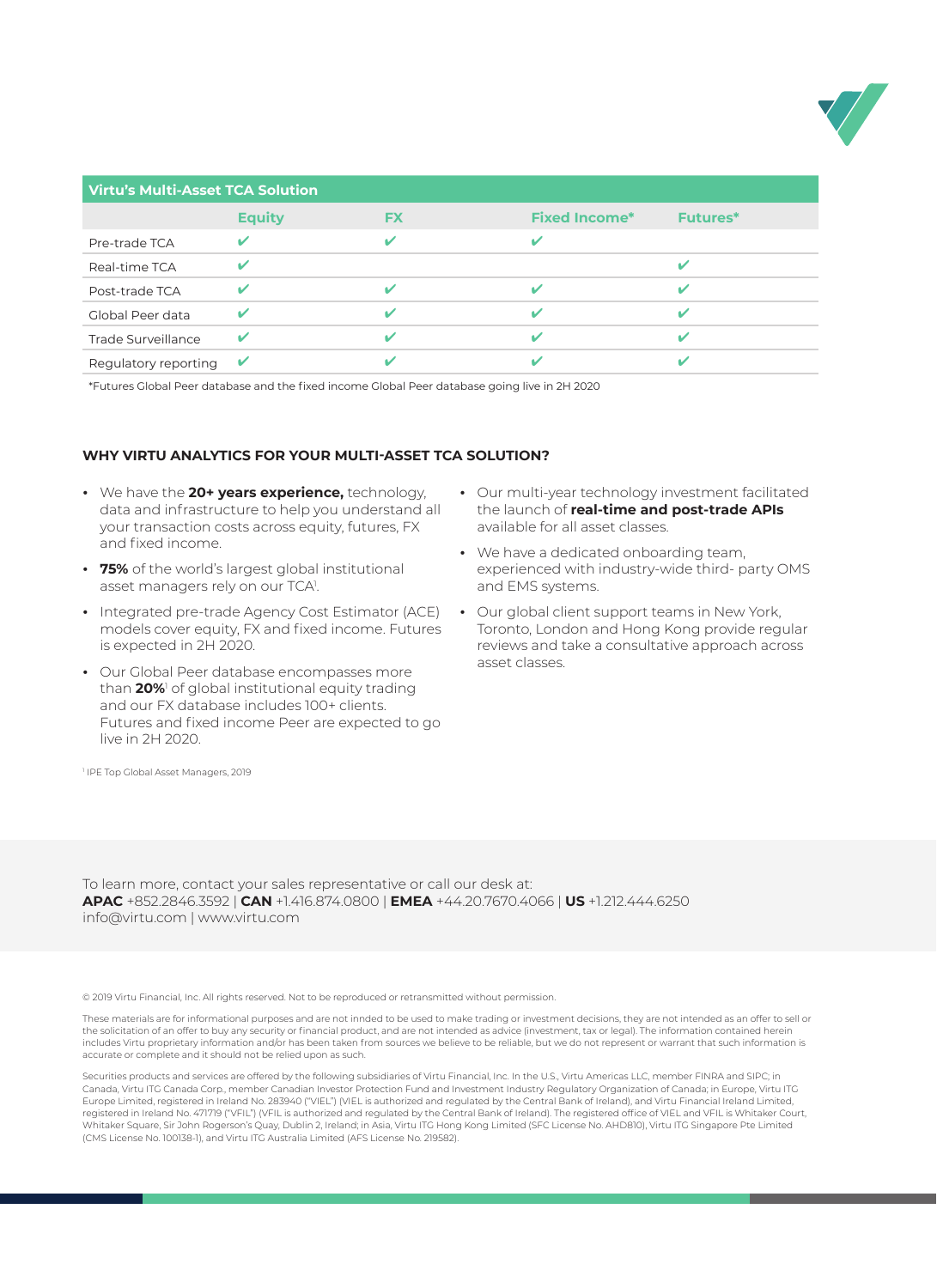| Virtu's Multi-Asset TCA Solution | | | | |
|---|---|---|---|---|
| | Equity | FX | Fixed Income* | Futures* |
| Pre-trade TCA | ✔ | ✔ | ✔ | |
| Real-time TCA | ✔ | | | ✔ |
| Post-trade TCA | ✔ | ✔ | ✔ | ✔ |
| Global Peer data | ✔ | ✔ | ✔ | ✔ |
| Trade Surveillance | ✔ | ✔ | ✔ | ✔ |
| Regulatory reporting | ✔ | ✔ | ✔ | ✔ |

*Futures Global Peer database and the fixed income Global Peer database going live in 2H 2020

## WHY VIRTU ANALYTICS FOR YOUR MULTI-ASSET TCA SOLUTION?

- We have the **20+ years experience,** technology, data and infrastructure to help you understand all your transaction costs across equity, futures, FX and fixed income.
- **75%** of the world's largest global institutional asset managers rely on our TCA[1].
- Integrated pre-trade Agency Cost Estimator (ACE) models cover equity, FX and fixed income. Futures is expected in 2H 2020.
- Our Global Peer database encompasses more than **20%**[1] of global institutional equity trading and our FX database includes 100+ clients. Futures and fixed income Peer are expected to go live in 2H 2020.
- Our multi-year technology investment facilitated the launch of **real-time and post-trade APIs** available for all asset classes.
- We have a dedicated onboarding team, experienced with industry-wide third- party OMS and EMS systems.
- Our global client support teams in New York, Toronto, London and Hong Kong provide regular reviews and take a consultative approach across asset classes.

[1] IPE Top Global Asset Managers, 2019

To learn more, contact your sales representative or call our desk at:
**APAC** +852.2846.3592 | **CAN** +1.416.874.0800 | **EMEA** +44.20.7670.4066 | **US** +1.212.444.6250
info@virtu.com | www.virtu.com

© 2019 Virtu Financial, Inc. All rights reserved. Not to be reproduced or retransmitted without permission.

These materials are for informational purposes and are not innded to be used to make trading or investment decisions, they are not intended as an offer to sell or the solicitation of an offer to buy any security or financial product, and are not intended as advice (investment, tax or legal). The information contained herein includes Virtu proprietary information and/or has been taken from sources we believe to be reliable, but we do not represent or warrant that such information is accurate or complete and it should not be relied upon as such.

Securities products and services are offered by the following subsidiaries of Virtu Financial, Inc. In the U.S., Virtu Americas LLC, member FINRA and SIPC; in Canada, Virtu ITG Canada Corp., member Canadian Investor Protection Fund and Investment Industry Regulatory Organization of Canada; in Europe, Virtu ITG Europe Limited, registered in Ireland No. 283940 ("VIEL") (VIEL is authorized and regulated by the Central Bank of Ireland), and Virtu Financial Ireland Limited, registered in Ireland No. 471719 ("VFIL") (VFIL is authorized and regulated by the Central Bank of Ireland). The registered office of VIEL and VFIL is Whitaker Court, Whitaker Square, Sir John Rogerson's Quay, Dublin 2, Ireland; in Asia, Virtu ITG Hong Kong Limited (SFC License No. AHD810), Virtu ITG Singapore Pte Limited (CMS License No. 100138-1), and Virtu ITG Australia Limited (AFS License No. 219582).